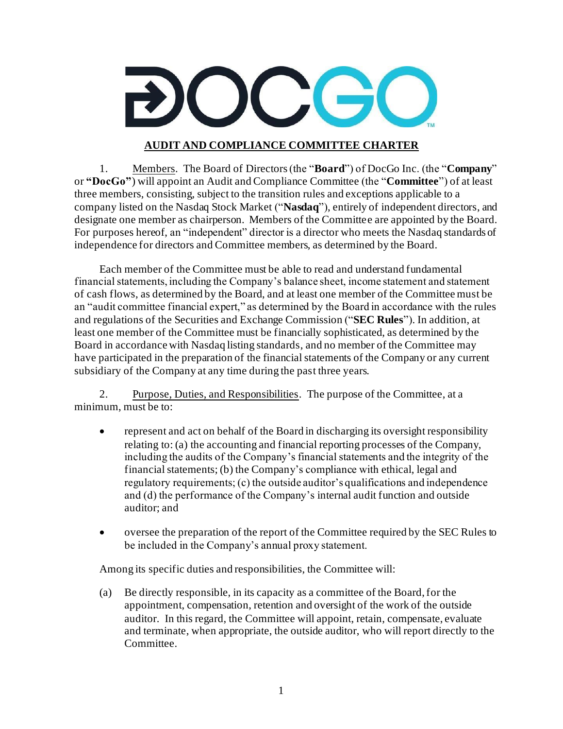# AUDIT AND COMPLIANCE COMMITTEE CHARTER

1. Members. The Board of Directors (the "**Board**") of DocGo Inc. (the "**Company**" or **"DocGo"**) will appoint an Audit and Compliance Committee (the "**Committee**") of at least three members, consisting, subject to the transition rules and exceptions applicable to a company listed on the Nasdaq Stock Market ("**Nasdaq**"), entirely of independent directors, and designate one member as chairperson. Members of the Committee are appointed by the Board. For purposes hereof, an "independent" director is a director who meets the Nasdaq standards of independence for directors and Committee members, as determined by the Board.

Each member of the Committee must be able to read and understand fundamental financial statements, including the Company's balance sheet, income statement and statement of cash flows, as determined by the Board, and at least one member of the Committee must be an "audit committee financial expert," as determined by the Board in accordance with the rules and regulations of the Securities and Exchange Commission ("**SEC Rules**"). In addition, at least one member of the Committee must be financially sophisticated, as determined by the Board in accordance with Nasdaq listing standards, and no member of the Committee may have participated in the preparation of the financial statements of the Company or any current subsidiary of the Company at any time during the past three years.

2. Purpose, Duties, and Responsibilities. The purpose of the Committee, at a minimum, must be to:

- represent and act on behalf of the Board in discharging its oversight responsibility relating to: (a) the accounting and financial reporting processes of the Company, including the audits of the Company's financial statements and the integrity of the financial statements; (b) the Company's compliance with ethical, legal and regulatory requirements; (c) the outside auditor's qualifications and independence and (d) the performance of the Company's internal audit function and outside auditor; and
- oversee the preparation of the report of the Committee required by the SEC Rules to be included in the Company's annual proxy statement.

Among its specific duties and responsibilities, the Committee will:

(a) Be directly responsible, in its capacity as a committee of the Board, for the appointment, compensation, retention and oversight of the work of the outside auditor. In this regard, the Committee will appoint, retain, compensate, evaluate and terminate, when appropriate, the outside auditor, who will report directly to the Committee.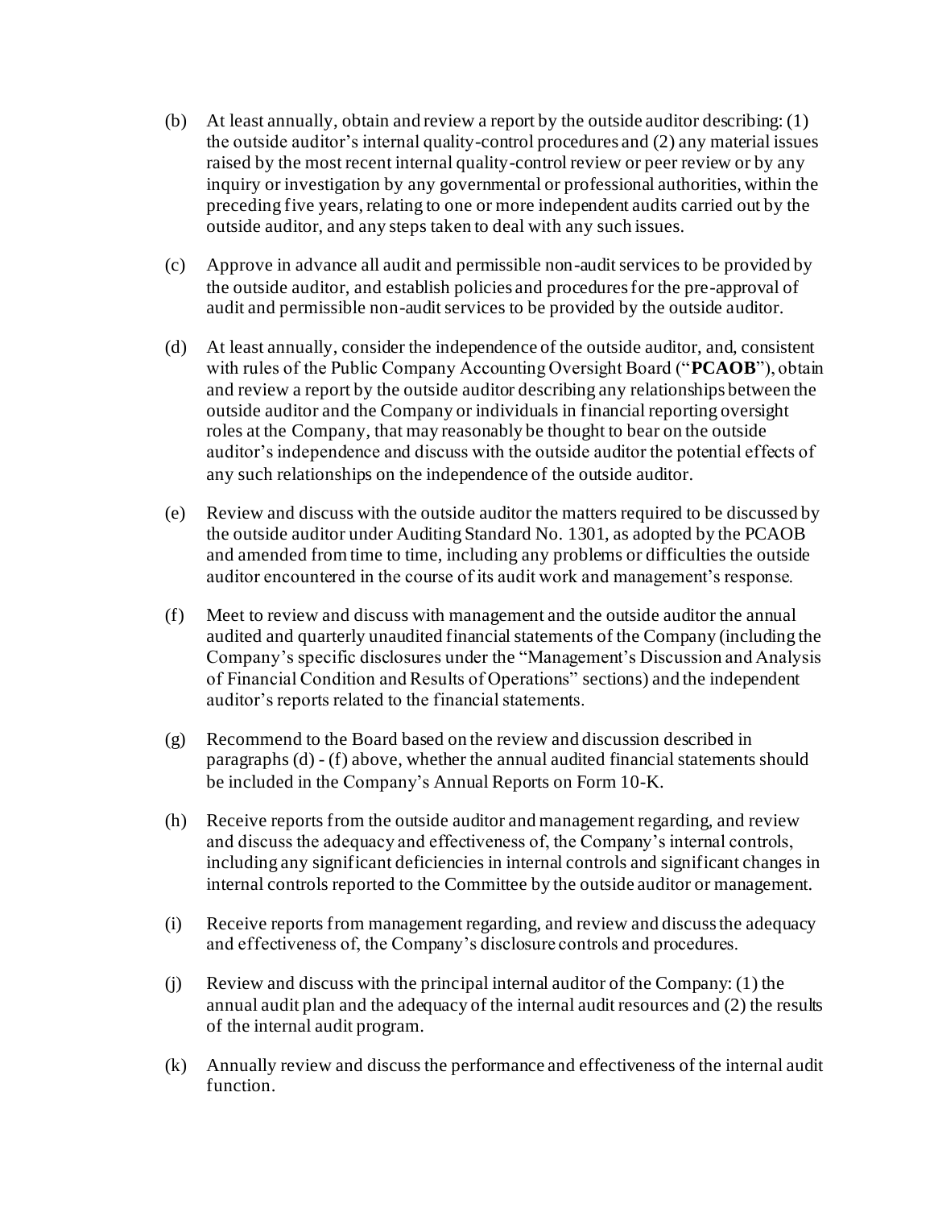(b) At least annually, obtain and review a report by the outside auditor describing: (1) the outside auditor's internal quality-control procedures and (2) any material issues raised by the most recent internal quality-control review or peer review or by any inquiry or investigation by any governmental or professional authorities, within the preceding five years, relating to one or more independent audits carried out by the outside auditor, and any steps taken to deal with any such issues.

(c) Approve in advance all audit and permissible non-audit services to be provided by the outside auditor, and establish policies and procedures for the pre-approval of audit and permissible non-audit services to be provided by the outside auditor.

(d) At least annually, consider the independence of the outside auditor, and, consistent with rules of the Public Company Accounting Oversight Board ("**PCAOB**"), obtain and review a report by the outside auditor describing any relationships between the outside auditor and the Company or individuals in financial reporting oversight roles at the Company, that may reasonably be thought to bear on the outside auditor's independence and discuss with the outside auditor the potential effects of any such relationships on the independence of the outside auditor.

(e) Review and discuss with the outside auditor the matters required to be discussed by the outside auditor under Auditing Standard No. 1301, as adopted by the PCAOB and amended from time to time, including any problems or difficulties the outside auditor encountered in the course of its audit work and management's response.

(f) Meet to review and discuss with management and the outside auditor the annual audited and quarterly unaudited financial statements of the Company (including the Company's specific disclosures under the "Management's Discussion and Analysis of Financial Condition and Results of Operations" sections) and the independent auditor's reports related to the financial statements.

(g) Recommend to the Board based on the review and discussion described in paragraphs (d) - (f) above, whether the annual audited financial statements should be included in the Company's Annual Reports on Form 10-K.

(h) Receive reports from the outside auditor and management regarding, and review and discuss the adequacy and effectiveness of, the Company's internal controls, including any significant deficiencies in internal controls and significant changes in internal controls reported to the Committee by the outside auditor or management.

(i) Receive reports from management regarding, and review and discuss the adequacy and effectiveness of, the Company's disclosure controls and procedures.

(j) Review and discuss with the principal internal auditor of the Company: (1) the annual audit plan and the adequacy of the internal audit resources and (2) the results of the internal audit program.

(k) Annually review and discuss the performance and effectiveness of the internal audit function.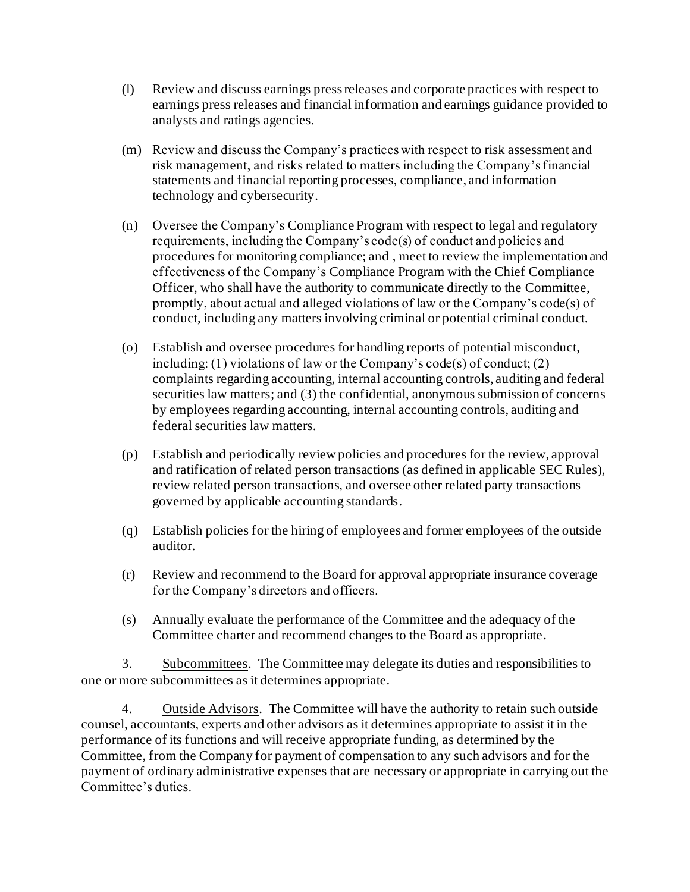(l) Review and discuss earnings press releases and corporate practices with respect to earnings press releases and financial information and earnings guidance provided to analysts and ratings agencies.

(m) Review and discuss the Company's practices with respect to risk assessment and risk management, and risks related to matters including the Company's financial statements and financial reporting processes, compliance, and information technology and cybersecurity.

(n) Oversee the Company's Compliance Program with respect to legal and regulatory requirements, including the Company's code(s) of conduct and policies and procedures for monitoring compliance; and , meet to review the implementation and effectiveness of the Company's Compliance Program with the Chief Compliance Officer, who shall have the authority to communicate directly to the Committee, promptly, about actual and alleged violations of law or the Company's code(s) of conduct, including any matters involving criminal or potential criminal conduct.

(o) Establish and oversee procedures for handling reports of potential misconduct, including: (1) violations of law or the Company's code(s) of conduct; (2) complaints regarding accounting, internal accounting controls, auditing and federal securities law matters; and (3) the confidential, anonymous submission of concerns by employees regarding accounting, internal accounting controls, auditing and federal securities law matters.

(p) Establish and periodically review policies and procedures for the review, approval and ratification of related person transactions (as defined in applicable SEC Rules), review related person transactions, and oversee other related party transactions governed by applicable accounting standards.

(q) Establish policies for the hiring of employees and former employees of the outside auditor.

(r) Review and recommend to the Board for approval appropriate insurance coverage for the Company's directors and officers.

(s) Annually evaluate the performance of the Committee and the adequacy of the Committee charter and recommend changes to the Board as appropriate.

3. Subcommittees. The Committee may delegate its duties and responsibilities to one or more subcommittees as it determines appropriate.

4. Outside Advisors. The Committee will have the authority to retain such outside counsel, accountants, experts and other advisors as it determines appropriate to assist it in the performance of its functions and will receive appropriate funding, as determined by the Committee, from the Company for payment of compensation to any such advisors and for the payment of ordinary administrative expenses that are necessary or appropriate in carrying out the Committee's duties.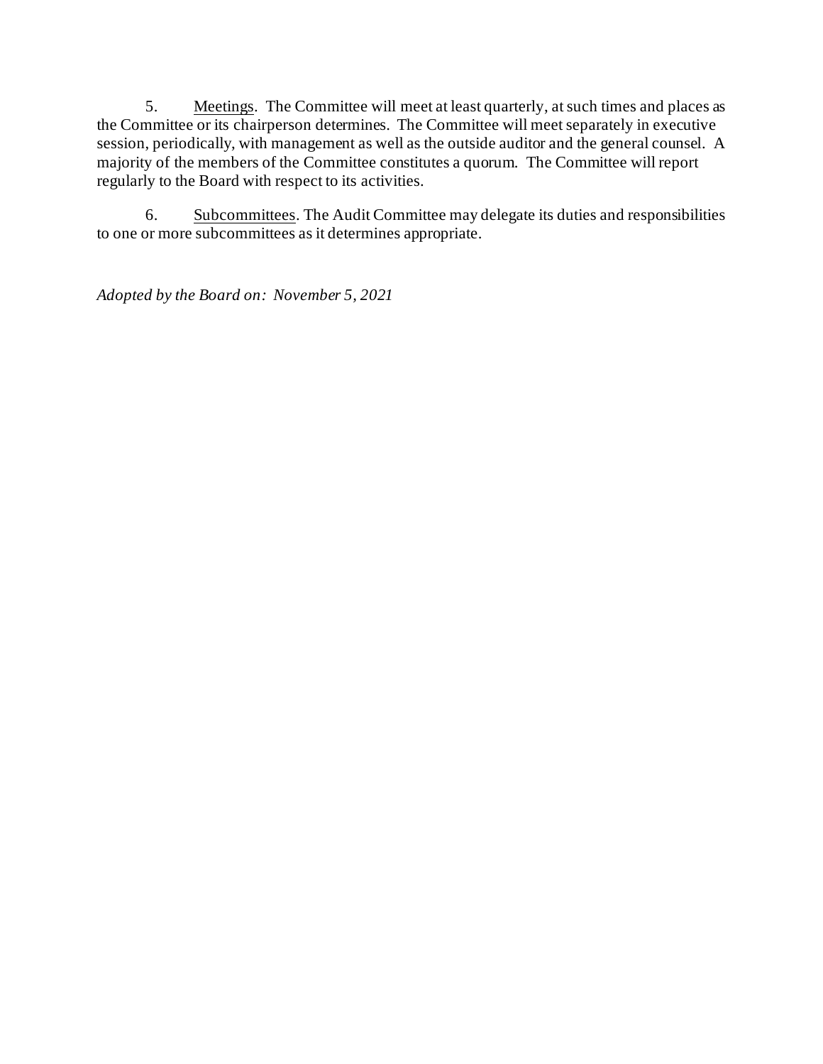5. Meetings. The Committee will meet at least quarterly, at such times and places as the Committee or its chairperson determines. The Committee will meet separately in executive session, periodically, with management as well as the outside auditor and the general counsel. A majority of the members of the Committee constitutes a quorum. The Committee will report regularly to the Board with respect to its activities.

6. Subcommittees. The Audit Committee may delegate its duties and responsibilities to one or more subcommittees as it determines appropriate.

*Adopted by the Board on: November 5, 2021*